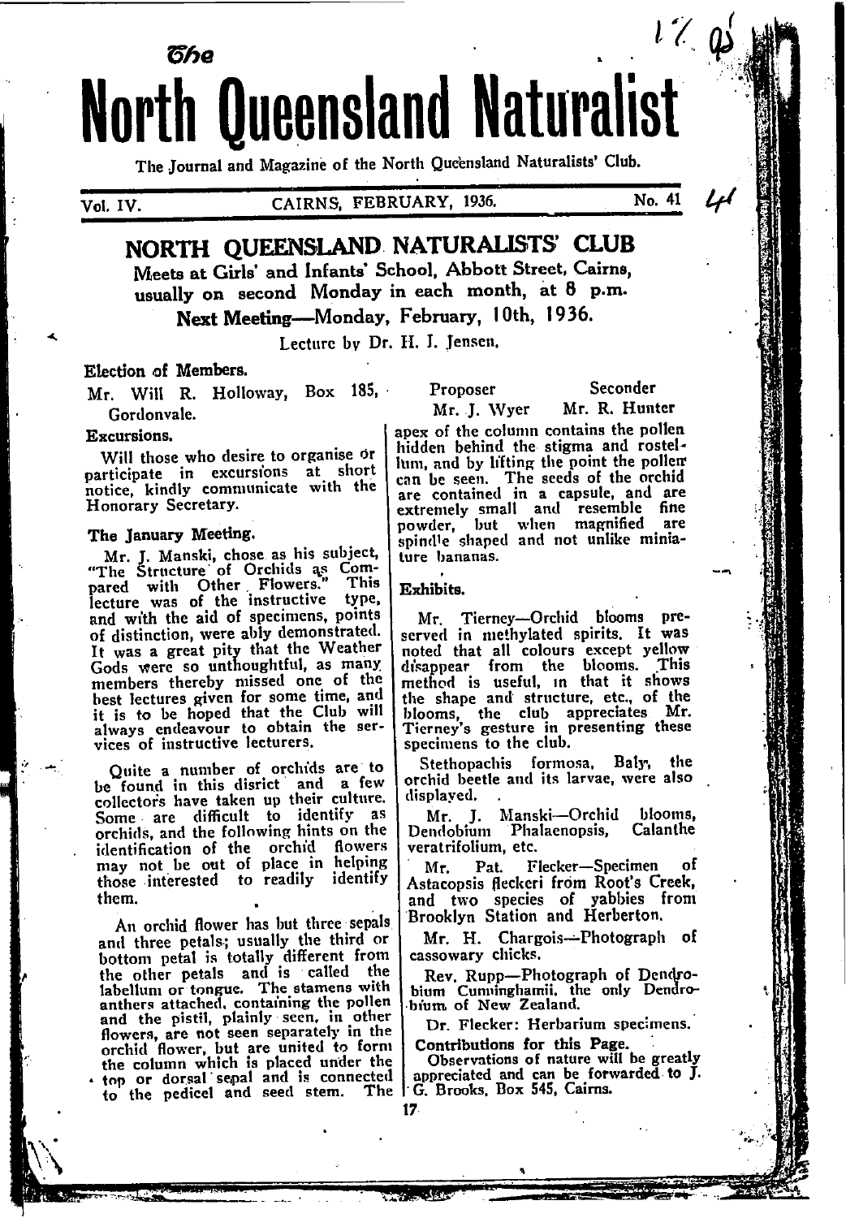# The North Queensland Naturalist

The Journal and Magazine of the North Queensland Naturalists' Club.

Vol. IV. CAIRNS, FEBRUARY, 1936. No. 41

## NORTH QUEENSLAND NATURALISTS' CLUB

**Meets at Girls' and Infants' School, Abbott Street, Cairns, usually on second Monday in each month, at 8 p.m.**

**Next Meeting—Monday, February, 10th, 1936.**

Lecture by Dr. H. I. Jensen.

### Election of Members.

| | Proposer | Seconder |
|---|---|---|
| Mr. Will R. Holloway, Box 185, Gordonvale. | Mr. J. Wyer | Mr. R. Hunter |

### Excursions.

Will those who desire to organise or participate in excursions at short notice, kindly communicate with the Honorary Secretary.

### The January Meeting.

Mr. J. Manski, chose as his subject, "The Structure of Orchids as Compared with Other Flowers." This lecture was of the instructive type, and with the aid of specimens, points of distinction, were ably demonstrated. It was a great pity that the Weather Gods were so unthoughtful, as many members thereby missed one of the best lectures given for some time, and it is to be hoped that the Club will always endeavour to obtain the services of instructive lecturers.

Quite a number of orchids are to be found in this disrict and a few collectors have taken up their culture. Some are difficult to identify as orchids, and the following hints on the identification of the orchid flowers may not be out of place in helping those interested to readily identify them.

An orchid flower has but three sepals and three petals; usually the third or bottom petal is totally different from the other petals and is called the labellum or tongue. The stamens with anthers attached, containing the pollen and the pistil, plainly seen, in other flowers, are not seen separately in the orchid flower, but are united to form the column which is placed under the top or dorsal sepal and is connected to the pedicel and seed stem. The apex of the column contains the pollen hidden behind the stigma and rostellum, and by lifting the point the pollen can be seen. The seeds of the orchid are contained in a capsule, and are extremely small and resemble fine powder, but when magnified are spindle shaped and not unlike miniature bananas.

### Exhibits.

Mr. Tierney—Orchid blooms preserved in methylated spirits. It was noted that all colours except yellow disappear from the blooms. This method is useful, in that it shows the shape and structure, etc., of the blooms, the club appreciates Mr. Tierney's gesture in presenting these specimens to the club.

Stethopachis formosa, Baly, the orchid beetle and its larvae, were also displayed.

Mr. J. Manski—Orchid blooms, Dendobium Phalaenopsis, Calanthe veratrifolium, etc.

Mr. Pat. Flecker—Specimen of Astacopsis fleckeri from Root's Creek, and two species of yabbies from Brooklyn Station and Herberton.

Mr. H. Chargois—Photograph of cassowary chicks.

Rev. Rupp—Photograph of Dendrobium Cunninghamii, the only Dendrobium of New Zealand.

Dr. Flecker: Herbarium specimens.

### Contributions for this Page.

Observations of nature will be greatly appreciated and can be forwarded to J. G. Brooks, Box 545, Cairns.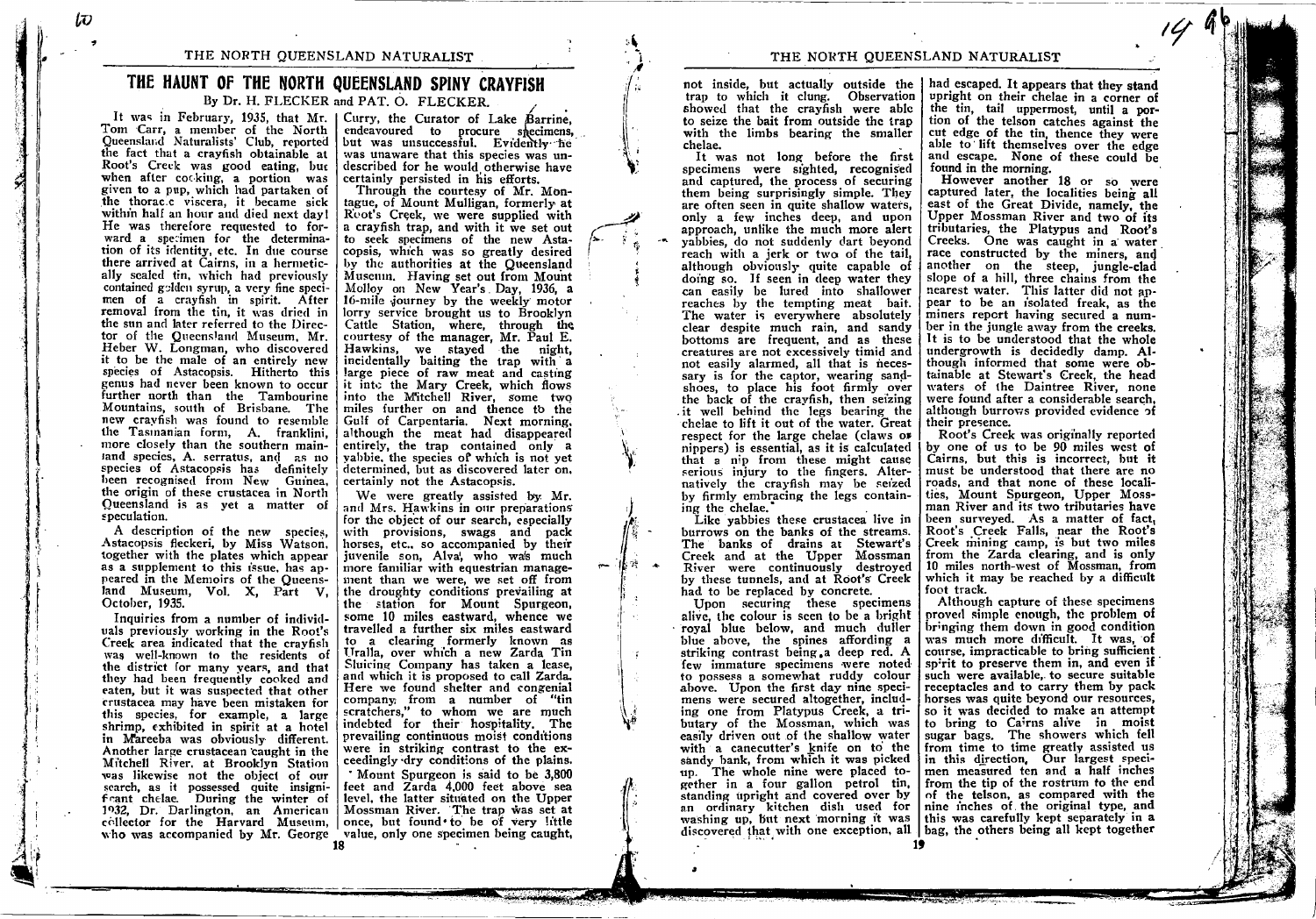# THE HAUNT OF THE NORTH QUEENSLAND SPINY CRAYFISH

By Dr. H. FLECKER and PAT. O. FLECKER.

It was in February, 1935, that Mr. Tom Carr, a member of the North Queensland Naturalists' Club, reported the fact that a crayfish obtainable at Root's Creek was good eating, but when after cooking, a portion was given to a pup, which had partaken of the thoracic viscera, it became sick within half an hour and died next day! He was therefore requested to forward a specimen for the determination of its identity, etc. In due course there arrived at Cairns, in a hermetically sealed tin, which had previously contained golden syrup, a very fine specimen of a crayfish in spirit. After removal from the tin, it was dried in the sun and later referred to the Director of the Queensland Museum, Mr. Heber W. Longman, who discovered it to be the male of an entirely new species of Astacopsis. Hitherto this genus had never been known to occur further north than the Tambourine Mountains, south of Brisbane. The new crayfish was found to resemble the Tasmanian form, A. franklini, more closely than the southern mainland species, A. serratus, and as no species of Astacopsis has definitely been recognised from New Guinea, the origin of these crustacea in North Queensland is as yet a matter of speculation.

A description of the new species, Astacopsis fleckeri, by Miss Watson, together with the plates which appear as a supplement to this issue, has appeared in the Memoirs of the Queensland Museum, Vol. X, Part V, October, 1935.

Inquiries from a number of individuals previously working in the Root's Creek area indicated that the crayfish was well-known to the residents of the district for many years, and that they had been frequently cooked and eaten, but it was suspected that other crustacea may have been mistaken for this species, for example, a large shrimp, exhibited in spirit at a hotel in Mareeba was obviously different. Another large crustacean caught in the Mitchell River, at Brooklyn Station was likewise not the object of our search, as it possessed quite insignificant chelae. During the winter of 1932, Dr. Darlington, an American collector for the Harvard Museum, who was accompanied by Mr. George Curry, the Curator of Lake Barrine, endeavoured to procure specimens, but was unsuccessful. Evidently he was unaware that this species was undescribed for he would otherwise have certainly persisted in his efforts.

Through the courtesy of Mr. Montague, of Mount Mulligan, formerly at Root's Creek, we were supplied with a crayfish trap, and with it we set out to seek specimens of the new Astacopsis, which was so greatly desired by the authorities at the Queensland Museum. Having set out from Mount Molloy on New Year's Day, 1936, a 16-mile journey by the weekly motor lorry service brought us to Brooklyn Cattle Station, where, through the courtesy of the manager, Mr. Paul E. Hawkins, we stayed the night, incidentally baiting the trap with a large piece of raw meat and casting it into the Mary Creek, which flows into the Mitchell River, some two miles further on and thence to the Gulf of Carpentaria. Next morning, although the meat had disappeared entirely, the trap contained only a yabbie, the species of which is not yet determined, but as discovered later on, certainly not the Astacopsis.

We were greatly assisted by Mr. and Mrs. Hawkins in our preparations for the object of our search, especially with provisions, swags and pack horses, etc., so accompanied by their juvenile son, Alva, who was much more familiar with equestrian management than we were, we set off from the droughty conditions prevailing at the station for Mount Spurgeon, some 10 miles eastward, whence we travelled a further six miles eastward to a clearing formerly known as Uralla, over which a new Zarda Tin Sluicing Company has taken a lease, and which it is proposed to call Zarda. Here we found shelter and congenial company from a number of "tin scratchers," to whom we are much indebted for their hospitality. The prevailing continuous moist conditions were in striking contrast to the exceedingly dry conditions of the plains.

Mount Spurgeon is said to be 3,800 feet and Zarda 4,000 feet above sea level, the latter situated on the Upper Mossman River. The trap was set at once, but found to be of very little value, only one specimen being caught, not inside, but actually outside the trap to which it clung. Observation showed that the crayfish were able to seize the bait from outside the trap with the limbs bearing the smaller chelae.

It was not long before the first specimens were sighted, recognised and captured, the process of securing them being surprisingly simple. They are often seen in quite shallow waters, only a few inches deep, and upon approach, unlike the much more alert yabbies, do not suddenly dart beyond reach with a jerk or two of the tail, although obviously quite capable of doing so. If seen in deep water they can easily be lured into shallower reaches by the tempting meat bait. The water is everywhere absolutely clear despite much rain, and sandy bottoms are frequent, and as these creatures are not excessively timid and not easily alarmed, all that is necessary is for the captor, wearing sandshoes, to place his foot firmly over the back of the crayfish, then seizing it well behind the legs bearing the chelae to lift it out of the water. Great respect for the large chelae (claws or nippers) is essential, as it is calculated that a nip from these might cause serious injury to the fingers. Alternatively the crayfish may be seized by firmly embracing the legs containing the chelae.

Like yabbies these crustacea live in burrows on the banks of the streams. The banks of drains at Stewart's Creek and at the Upper Mossman River were continuously destroyed by these tunnels, and at Root's Creek had to be replaced by concrete.

Upon securing these specimens alive, the colour is seen to be a bright royal blue below, and much duller blue above, the spines affording a striking contrast being a deep red. A few immature specimens were noted to possess a somewhat ruddy colour above. Upon the first day nine specimens were secured altogether, including one from Platypus Creek, a tributary of the Mossman, which was easily driven out of the shallow water with a canecutter's knife on to the sandy bank, from which it was picked up. The whole nine were placed together in a four gallon petrol tin, standing upright and covered over by an ordinary kitchen dish used for washing up, but next morning it was discovered that with one exception, all had escaped. It appears that they stand upright on their chelae in a corner of the tin, tail uppermost, until a portion of the telson catches against the cut edge of the tin, thence they were able to lift themselves over the edge and escape. None of these could be found in the morning.

However another 18 or so were captured later, the localities being all east of the Great Divide, namely, the Upper Mossman River and two of its tributaries, the Platypus and Root's Creeks. One was caught in a water race constructed by the miners, and another on the steep, jungle-clad slope of a hill, three chains from the nearest water. This latter did not appear to be an isolated freak, as the miners report having secured a number in the jungle away from the creeks. It is to be understood that the whole undergrowth is decidedly damp. Although informed that some were obtainable at Stewart's Creek, the head waters of the Daintree River, none were found after a considerable search, although burrows provided evidence of their presence.

Root's Creek was originally reported by one of us to be 90 miles west of Cairns, but this is incorrect, but it must be understood that there are no roads, and that none of these localities, Mount Spurgeon, Upper Mossman River and its two tributaries have been surveyed. As a matter of fact, Root's Creek Falls, near the Root's Creek mining camp, is but two miles from the Zarda clearing, and is only 10 miles north-west of Mossman, from which it may be reached by a difficult foot track.

Although capture of these specimens proved simple enough, the problem of bringing them down in good condition was much more difficult. It was, of course, impracticable to bring sufficient spirit to preserve them in, and even if such were available, to secure suitable receptacles and to carry them by pack horses was quite beyond our resources, so it was decided to make an attempt to bring to Cairns alive in moist sugar bags. The showers which fell from time to time greatly assisted us in this direction. Our largest specimen measured ten and a half inches from the tip of the rostrum to the end of the telson, as compared with the nine inches of the original type, and this was carefully kept separately in a bag, the others being all kept together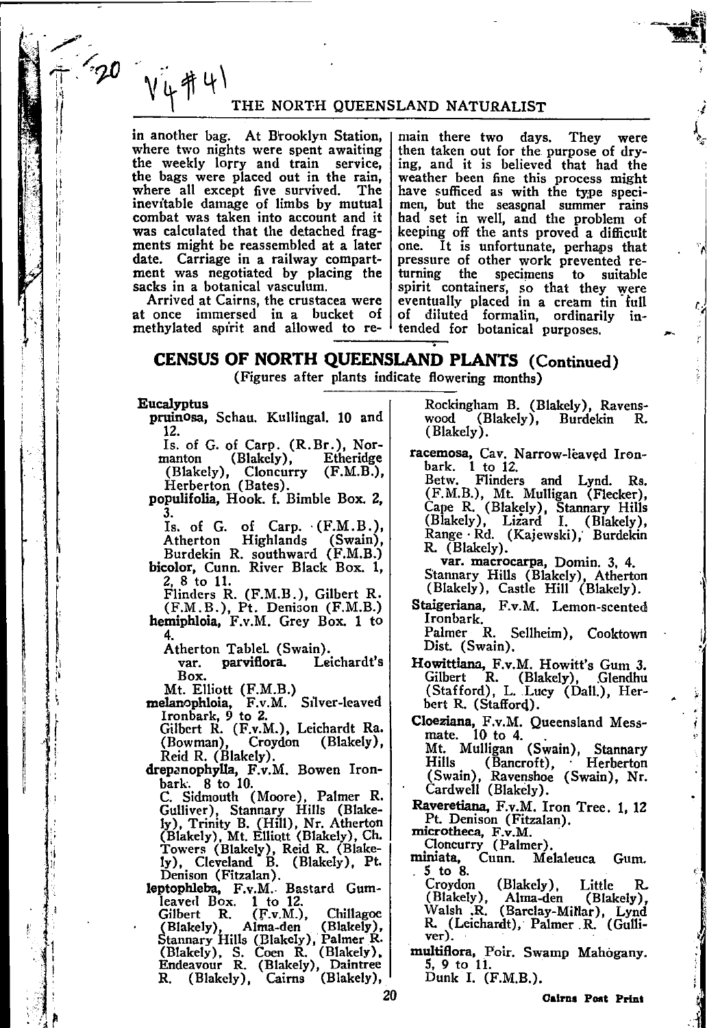in another bag. At Brooklyn Station, where two nights were spent awaiting the weekly lorry and train service, the bags were placed out in the rain, where all except five survived. The inevitable damage of limbs by mutual combat was taken into account and it was calculated that the detached fragments might be reassembled at a later date. Carriage in a railway compartment was negotiated by placing the sacks in a botanical vasculum.

Arrived at Cairns, the crustacea were at once immersed in a bucket of methylated spirit and allowed to remain there two days. They were then taken out for the purpose of drying, and it is believed that had the weather been fine this process might have sufficed as with the type specimen, but the seasonal summer rains had set in well, and the problem of keeping off the ants proved a difficult one. It is unfortunate, perhaps that pressure of other work prevented returning the specimens to suitable spirit containers, so that they were eventually placed in a cream tin full of diluted formalin, ordinarily intended for botanical purposes.

## CENSUS OF NORTH QUEENSLAND PLANTS (Continued)

(Figures after plants indicate flowering months)

**Eucalyptus**

**pruinosa,** Schau. Kullingal. 10 and 12.
Is. of G. of Carp. (R.Br.), Normanton (Blakely), Etheridge (Blakely), Cloncurry (F.M.B.), Herberton (Bates).

**populifolia,** Hook. f. Bimble Box. 2, 3.
Is. of G. of Carp. (F.M.B.), Atherton Highlands (Swain), Burdekin R. southward (F.M.B.)

**bicolor,** Cunn. River Black Box. 1, 2, 8 to 11.
Flinders R. (F.M.B.), Gilbert R. (F.M.B.), Pt. Denison (F.M.B.)

**hemiphloia,** F.v.M. Grey Box. 1 to 4.
Atherton Tablel. (Swain).
var. **parviflora.** Leichardt's Box.
Mt. Elliott (F.M.B.)

**melanophloia,** F.v.M. Silver-leaved Ironbark, 9 to 2.
Gilbert R. (F.v.M.), Leichardt Ra. (Bowman), Croydon (Blakely), Reid R. (Blakely).

**drepanophylla,** F.v.M. Bowen Ironbark. 8 to 10.
C. Sidmouth (Moore), Palmer R. Gulliver), Stannary Hills (Blakely), Trinity B. (Hill), Nr. Atherton (Blakely), Mt. Elliott (Blakely), Ch. Towers (Blakely), Reid R. (Blakely), Cleveland B. (Blakely), Pt. Denison (Fitzalan).

**leptophleba,** F.v.M. Bastard Gum-leaved Box. 1 to 12.
Gilbert R. (F.v.M.), Chillagoe (Blakely), Alma-den (Blakely), Stannary Hills (Blakely), Palmer R. (Blakely), S. Coen R. (Blakely), Endeavour R. (Blakely), Daintree R. (Blakely), Cairns (Blakely), Rockingham B. (Blakely), Ravenswood (Blakely), Burdekin R. (Blakely).

**racemosa,** Cav. Narrow-leaved Ironbark. 1 to 12.
Betw. Flinders and Lynd. Rs. (F.M.B.), Mt. Mulligan (Flecker), Cape R. (Blakely), Stannary Hills (Blakely), Lizard I. (Blakely), Range Rd. (Kajewski), Burdekin R. (Blakely).
var. **macrocarpa,** Domin. 3, 4.
Stannary Hills (Blakely), Atherton (Blakely), Castle Hill (Blakely).

**Staigeriana,** F.v.M. Lemon-scented Ironbark.
Palmer R. Sellheim), Cooktown Dist. (Swain).

**Howittiana,** F.v.M. Howitt's Gum 3.
Gilbert R. (Blakely), Glendhu (Stafford), L. Lucy (Dall.), Herbert R. (Stafford).

**Cloeziana,** F.v.M. Queensland Messmate. 10 to 4.
Mt. Mulligan (Swain), Stannary Hills (Bancroft), Herberton (Swain), Ravenshoe (Swain), Nr. Cardwell (Blakely).

**Raveretiana,** F.v.M. Iron Tree. 1, 12
Pt. Denison (Fitzalan).

**microtheca,** F.v.M.
Cloncurry (Palmer).

**miniata,** Cunn. Melaleuca Gum. 5 to 8.
Croydon (Blakely), Little R. (Blakely), Alma-den (Blakely), Walsh R. (Barclay-Millar), Lynd R. (Leichardt), Palmer R. (Gulliver).

**multiflora,** Poir. Swamp Mahogany. 5, 9 to 11.
Dunk I. (F.M.B.).

Cairns Post Print